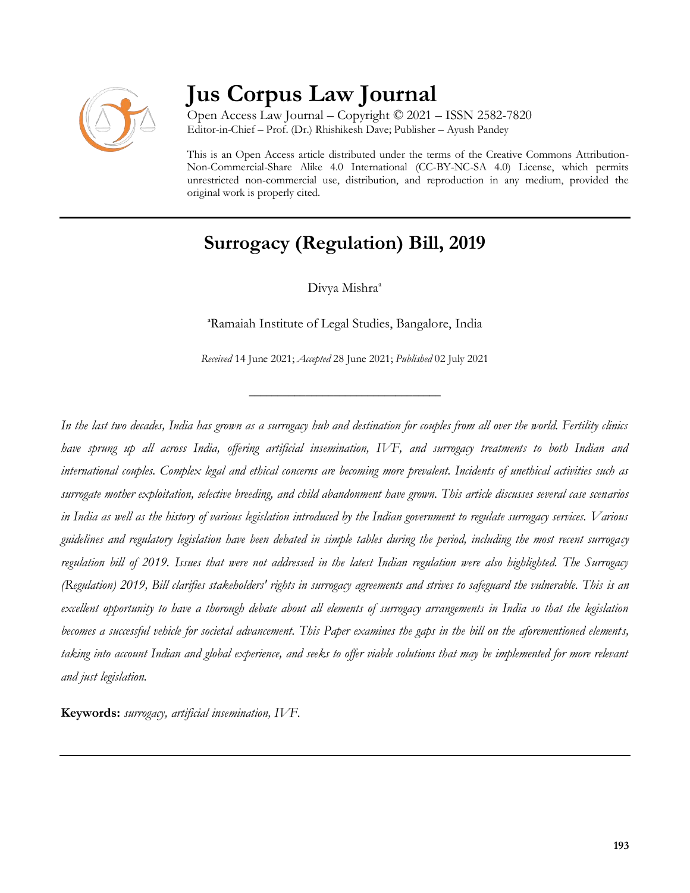# Jus Corpus Law Journal

Open Access Law Journal – Copyright © 2021 – ISSN 2582-7820
Editor-in-Chief – Prof. (Dr.) Rhishikesh Dave; Publisher – Ayush Pandey

This is an Open Access article distributed under the terms of the Creative Commons Attribution-Non-Commercial-Share Alike 4.0 International (CC-BY-NC-SA 4.0) License, which permits unrestricted non-commercial use, distribution, and reproduction in any medium, provided the original work is properly cited.

## Surrogacy (Regulation) Bill, 2019

Divya Mishra[a]

[a]Ramaiah Institute of Legal Studies, Bangalore, India

*Received* 14 June 2021; *Accepted* 28 June 2021; *Published* 02 July 2021

---

*In the last two decades, India has grown as a surrogacy hub and destination for couples from all over the world. Fertility clinics have sprung up all across India, offering artificial insemination, IVF, and surrogacy treatments to both Indian and international couples. Complex legal and ethical concerns are becoming more prevalent. Incidents of unethical activities such as surrogate mother exploitation, selective breeding, and child abandonment have grown. This article discusses several case scenarios in India as well as the history of various legislation introduced by the Indian government to regulate surrogacy services. Various guidelines and regulatory legislation have been debated in simple tables during the period, including the most recent surrogacy regulation bill of 2019. Issues that were not addressed in the latest Indian regulation were also highlighted. The Surrogacy (Regulation) 2019, Bill clarifies stakeholders' rights in surrogacy agreements and strives to safeguard the vulnerable. This is an excellent opportunity to have a thorough debate about all elements of surrogacy arrangements in India so that the legislation becomes a successful vehicle for societal advancement. This Paper examines the gaps in the bill on the aforementioned elements, taking into account Indian and global experience, and seeks to offer viable solutions that may be implemented for more relevant and just legislation.*

**Keywords:** *surrogacy, artificial insemination, IVF.*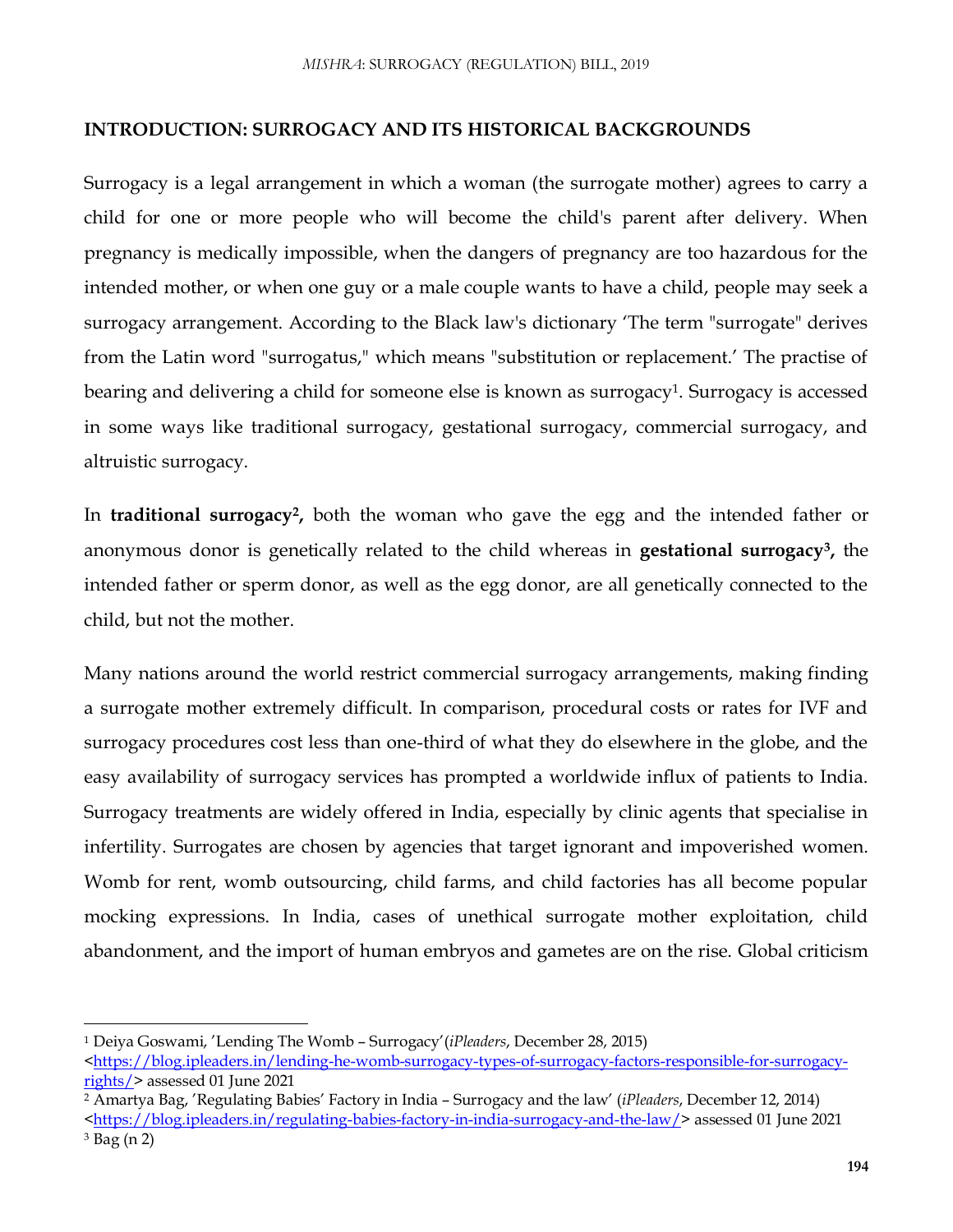## INTRODUCTION: SURROGACY AND ITS HISTORICAL BACKGROUNDS

Surrogacy is a legal arrangement in which a woman (the surrogate mother) agrees to carry a child for one or more people who will become the child's parent after delivery. When pregnancy is medically impossible, when the dangers of pregnancy are too hazardous for the intended mother, or when one guy or a male couple wants to have a child, people may seek a surrogacy arrangement. According to the Black law's dictionary 'The term "surrogate" derives from the Latin word "surrogatus," which means "substitution or replacement.' The practise of bearing and delivering a child for someone else is known as surrogacy[1]. Surrogacy is accessed in some ways like traditional surrogacy, gestational surrogacy, commercial surrogacy, and altruistic surrogacy.

In **traditional surrogacy[2],** both the woman who gave the egg and the intended father or anonymous donor is genetically related to the child whereas in **gestational surrogacy[3],** the intended father or sperm donor, as well as the egg donor, are all genetically connected to the child, but not the mother.

Many nations around the world restrict commercial surrogacy arrangements, making finding a surrogate mother extremely difficult. In comparison, procedural costs or rates for IVF and surrogacy procedures cost less than one-third of what they do elsewhere in the globe, and the easy availability of surrogacy services has prompted a worldwide influx of patients to India. Surrogacy treatments are widely offered in India, especially by clinic agents that specialise in infertility. Surrogates are chosen by agencies that target ignorant and impoverished women. Womb for rent, womb outsourcing, child farms, and child factories has all become popular mocking expressions. In India, cases of unethical surrogate mother exploitation, child abandonment, and the import of human embryos and gametes are on the rise. Global criticism

---

[1] Deiya Goswami, 'Lending The Womb – Surrogacy'(*iPleaders*, December 28, 2015) <https://blog.ipleaders.in/lending-he-womb-surrogacy-types-of-surrogacy-factors-responsible-for-surrogacy-rights/> assessed 01 June 2021

[2] Amartya Bag, 'Regulating Babies' Factory in India – Surrogacy and the law' (*iPleaders*, December 12, 2014) <https://blog.ipleaders.in/regulating-babies-factory-in-india-surrogacy-and-the-law/> assessed 01 June 2021

[3] Bag (n 2)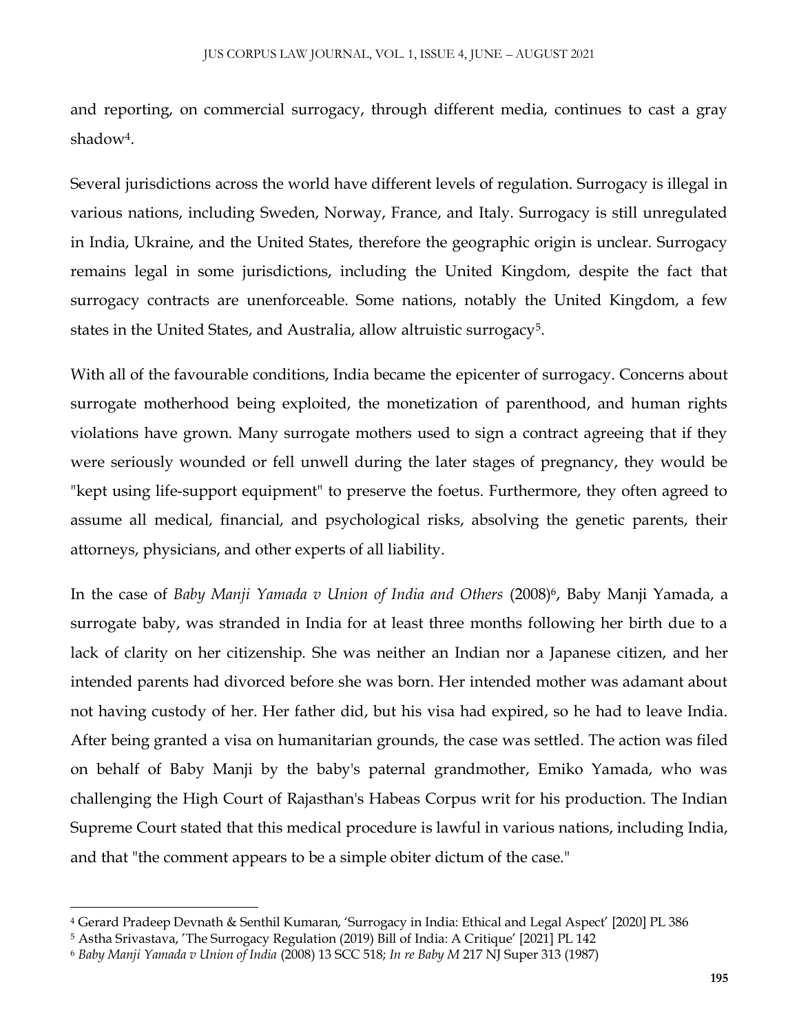and reporting, on commercial surrogacy, through different media, continues to cast a gray shadow[4].

Several jurisdictions across the world have different levels of regulation. Surrogacy is illegal in various nations, including Sweden, Norway, France, and Italy. Surrogacy is still unregulated in India, Ukraine, and the United States, therefore the geographic origin is unclear. Surrogacy remains legal in some jurisdictions, including the United Kingdom, despite the fact that surrogacy contracts are unenforceable. Some nations, notably the United Kingdom, a few states in the United States, and Australia, allow altruistic surrogacy[5].

With all of the favourable conditions, India became the epicenter of surrogacy. Concerns about surrogate motherhood being exploited, the monetization of parenthood, and human rights violations have grown. Many surrogate mothers used to sign a contract agreeing that if they were seriously wounded or fell unwell during the later stages of pregnancy, they would be "kept using life-support equipment" to preserve the foetus. Furthermore, they often agreed to assume all medical, financial, and psychological risks, absolving the genetic parents, their attorneys, physicians, and other experts of all liability.

In the case of *Baby Manji Yamada v Union of India and Others* (2008)[6], Baby Manji Yamada, a surrogate baby, was stranded in India for at least three months following her birth due to a lack of clarity on her citizenship. She was neither an Indian nor a Japanese citizen, and her intended parents had divorced before she was born. Her intended mother was adamant about not having custody of her. Her father did, but his visa had expired, so he had to leave India. After being granted a visa on humanitarian grounds, the case was settled. The action was filed on behalf of Baby Manji by the baby's paternal grandmother, Emiko Yamada, who was challenging the High Court of Rajasthan's Habeas Corpus writ for his production. The Indian Supreme Court stated that this medical procedure is lawful in various nations, including India, and that "the comment appears to be a simple obiter dictum of the case."

---

[4] Gerard Pradeep Devnath & Senthil Kumaran, 'Surrogacy in India: Ethical and Legal Aspect' [2020] PL 386

[5] Astha Srivastava, 'The Surrogacy Regulation (2019) Bill of India: A Critique' [2021] PL 142

[6] *Baby Manji Yamada v Union of India* (2008) 13 SCC 518; *In re Baby M* 217 NJ Super 313 (1987)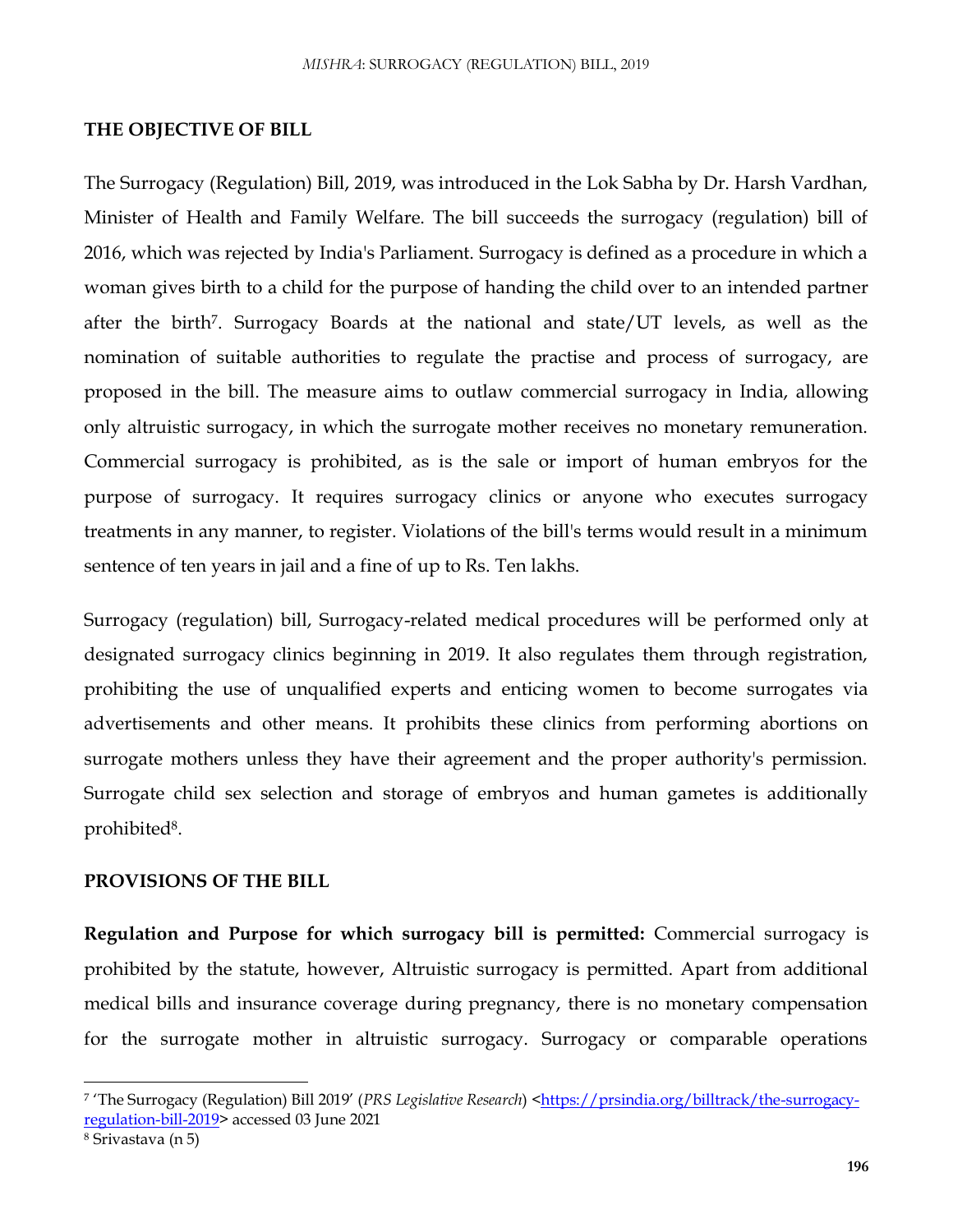**THE OBJECTIVE OF BILL**

The Surrogacy (Regulation) Bill, 2019, was introduced in the Lok Sabha by Dr. Harsh Vardhan, Minister of Health and Family Welfare. The bill succeeds the surrogacy (regulation) bill of 2016, which was rejected by India's Parliament. Surrogacy is defined as a procedure in which a woman gives birth to a child for the purpose of handing the child over to an intended partner after the birth[7]. Surrogacy Boards at the national and state/UT levels, as well as the nomination of suitable authorities to regulate the practise and process of surrogacy, are proposed in the bill. The measure aims to outlaw commercial surrogacy in India, allowing only altruistic surrogacy, in which the surrogate mother receives no monetary remuneration. Commercial surrogacy is prohibited, as is the sale or import of human embryos for the purpose of surrogacy. It requires surrogacy clinics or anyone who executes surrogacy treatments in any manner, to register. Violations of the bill's terms would result in a minimum sentence of ten years in jail and a fine of up to Rs. Ten lakhs.

Surrogacy (regulation) bill, Surrogacy-related medical procedures will be performed only at designated surrogacy clinics beginning in 2019. It also regulates them through registration, prohibiting the use of unqualified experts and enticing women to become surrogates via advertisements and other means. It prohibits these clinics from performing abortions on surrogate mothers unless they have their agreement and the proper authority's permission. Surrogate child sex selection and storage of embryos and human gametes is additionally prohibited[8].

**PROVISIONS OF THE BILL**

**Regulation and Purpose for which surrogacy bill is permitted:** Commercial surrogacy is prohibited by the statute, however, Altruistic surrogacy is permitted. Apart from additional medical bills and insurance coverage during pregnancy, there is no monetary compensation for the surrogate mother in altruistic surrogacy. Surrogacy or comparable operations

---

[7] 'The Surrogacy (Regulation) Bill 2019' (*PRS Legislative Research*) <https://prsindia.org/billtrack/the-surrogacy-regulation-bill-2019> accessed 03 June 2021

[8] Srivastava (n 5)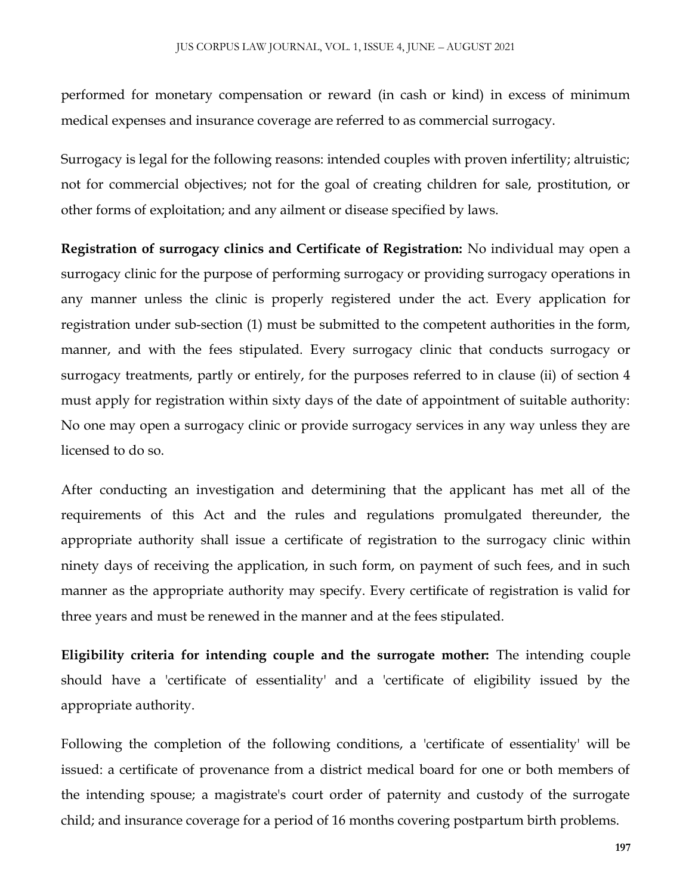performed for monetary compensation or reward (in cash or kind) in excess of minimum medical expenses and insurance coverage are referred to as commercial surrogacy.

Surrogacy is legal for the following reasons: intended couples with proven infertility; altruistic; not for commercial objectives; not for the goal of creating children for sale, prostitution, or other forms of exploitation; and any ailment or disease specified by laws.

**Registration of surrogacy clinics and Certificate of Registration:** No individual may open a surrogacy clinic for the purpose of performing surrogacy or providing surrogacy operations in any manner unless the clinic is properly registered under the act. Every application for registration under sub-section (1) must be submitted to the competent authorities in the form, manner, and with the fees stipulated. Every surrogacy clinic that conducts surrogacy or surrogacy treatments, partly or entirely, for the purposes referred to in clause (ii) of section 4 must apply for registration within sixty days of the date of appointment of suitable authority: No one may open a surrogacy clinic or provide surrogacy services in any way unless they are licensed to do so.

After conducting an investigation and determining that the applicant has met all of the requirements of this Act and the rules and regulations promulgated thereunder, the appropriate authority shall issue a certificate of registration to the surrogacy clinic within ninety days of receiving the application, in such form, on payment of such fees, and in such manner as the appropriate authority may specify. Every certificate of registration is valid for three years and must be renewed in the manner and at the fees stipulated.

**Eligibility criteria for intending couple and the surrogate mother:** The intending couple should have a 'certificate of essentiality' and a 'certificate of eligibility issued by the appropriate authority.

Following the completion of the following conditions, a 'certificate of essentiality' will be issued: a certificate of provenance from a district medical board for one or both members of the intending spouse; a magistrate's court order of paternity and custody of the surrogate child; and insurance coverage for a period of 16 months covering postpartum birth problems.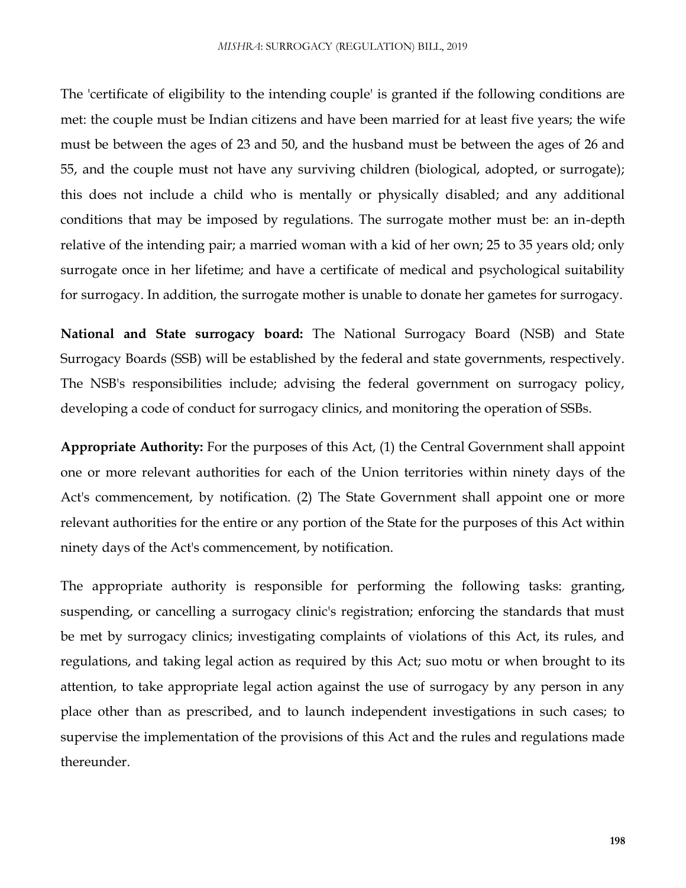The 'certificate of eligibility to the intending couple' is granted if the following conditions are met: the couple must be Indian citizens and have been married for at least five years; the wife must be between the ages of 23 and 50, and the husband must be between the ages of 26 and 55, and the couple must not have any surviving children (biological, adopted, or surrogate); this does not include a child who is mentally or physically disabled; and any additional conditions that may be imposed by regulations. The surrogate mother must be: an in-depth relative of the intending pair; a married woman with a kid of her own; 25 to 35 years old; only surrogate once in her lifetime; and have a certificate of medical and psychological suitability for surrogacy. In addition, the surrogate mother is unable to donate her gametes for surrogacy.

**National and State surrogacy board:** The National Surrogacy Board (NSB) and State Surrogacy Boards (SSB) will be established by the federal and state governments, respectively. The NSB's responsibilities include; advising the federal government on surrogacy policy, developing a code of conduct for surrogacy clinics, and monitoring the operation of SSBs.

**Appropriate Authority:** For the purposes of this Act, (1) the Central Government shall appoint one or more relevant authorities for each of the Union territories within ninety days of the Act's commencement, by notification. (2) The State Government shall appoint one or more relevant authorities for the entire or any portion of the State for the purposes of this Act within ninety days of the Act's commencement, by notification.

The appropriate authority is responsible for performing the following tasks: granting, suspending, or cancelling a surrogacy clinic's registration; enforcing the standards that must be met by surrogacy clinics; investigating complaints of violations of this Act, its rules, and regulations, and taking legal action as required by this Act; suo motu or when brought to its attention, to take appropriate legal action against the use of surrogacy by any person in any place other than as prescribed, and to launch independent investigations in such cases; to supervise the implementation of the provisions of this Act and the rules and regulations made thereunder.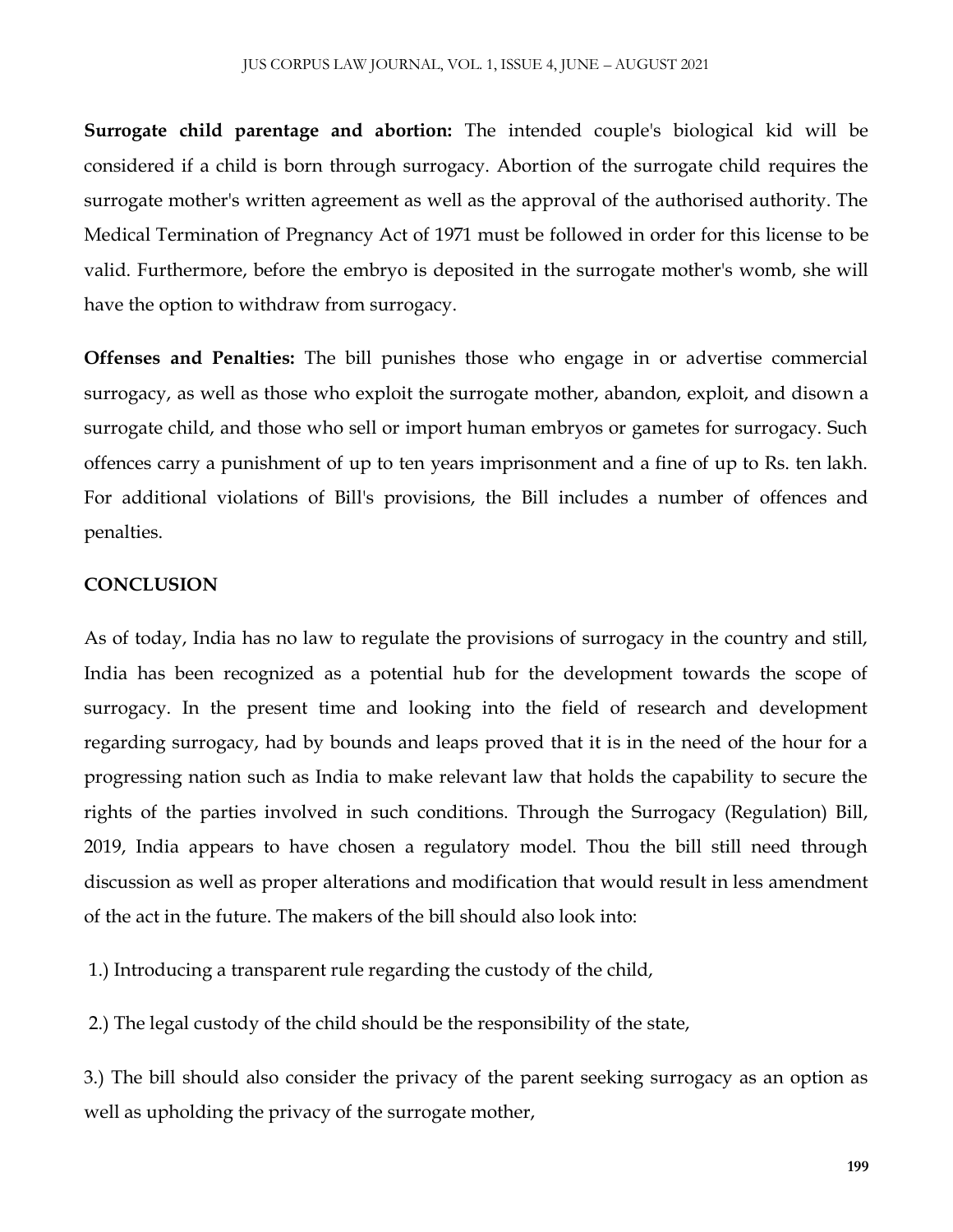**Surrogate child parentage and abortion:** The intended couple's biological kid will be considered if a child is born through surrogacy. Abortion of the surrogate child requires the surrogate mother's written agreement as well as the approval of the authorised authority. The Medical Termination of Pregnancy Act of 1971 must be followed in order for this license to be valid. Furthermore, before the embryo is deposited in the surrogate mother's womb, she will have the option to withdraw from surrogacy.

**Offenses and Penalties:** The bill punishes those who engage in or advertise commercial surrogacy, as well as those who exploit the surrogate mother, abandon, exploit, and disown a surrogate child, and those who sell or import human embryos or gametes for surrogacy. Such offences carry a punishment of up to ten years imprisonment and a fine of up to Rs. ten lakh. For additional violations of Bill's provisions, the Bill includes a number of offences and penalties.

## CONCLUSION

As of today, India has no law to regulate the provisions of surrogacy in the country and still, India has been recognized as a potential hub for the development towards the scope of surrogacy. In the present time and looking into the field of research and development regarding surrogacy, had by bounds and leaps proved that it is in the need of the hour for a progressing nation such as India to make relevant law that holds the capability to secure the rights of the parties involved in such conditions. Through the Surrogacy (Regulation) Bill, 2019, India appears to have chosen a regulatory model. Thou the bill still need through discussion as well as proper alterations and modification that would result in less amendment of the act in the future. The makers of the bill should also look into:

1.) Introducing a transparent rule regarding the custody of the child,

2.) The legal custody of the child should be the responsibility of the state,

3.) The bill should also consider the privacy of the parent seeking surrogacy as an option as well as upholding the privacy of the surrogate mother,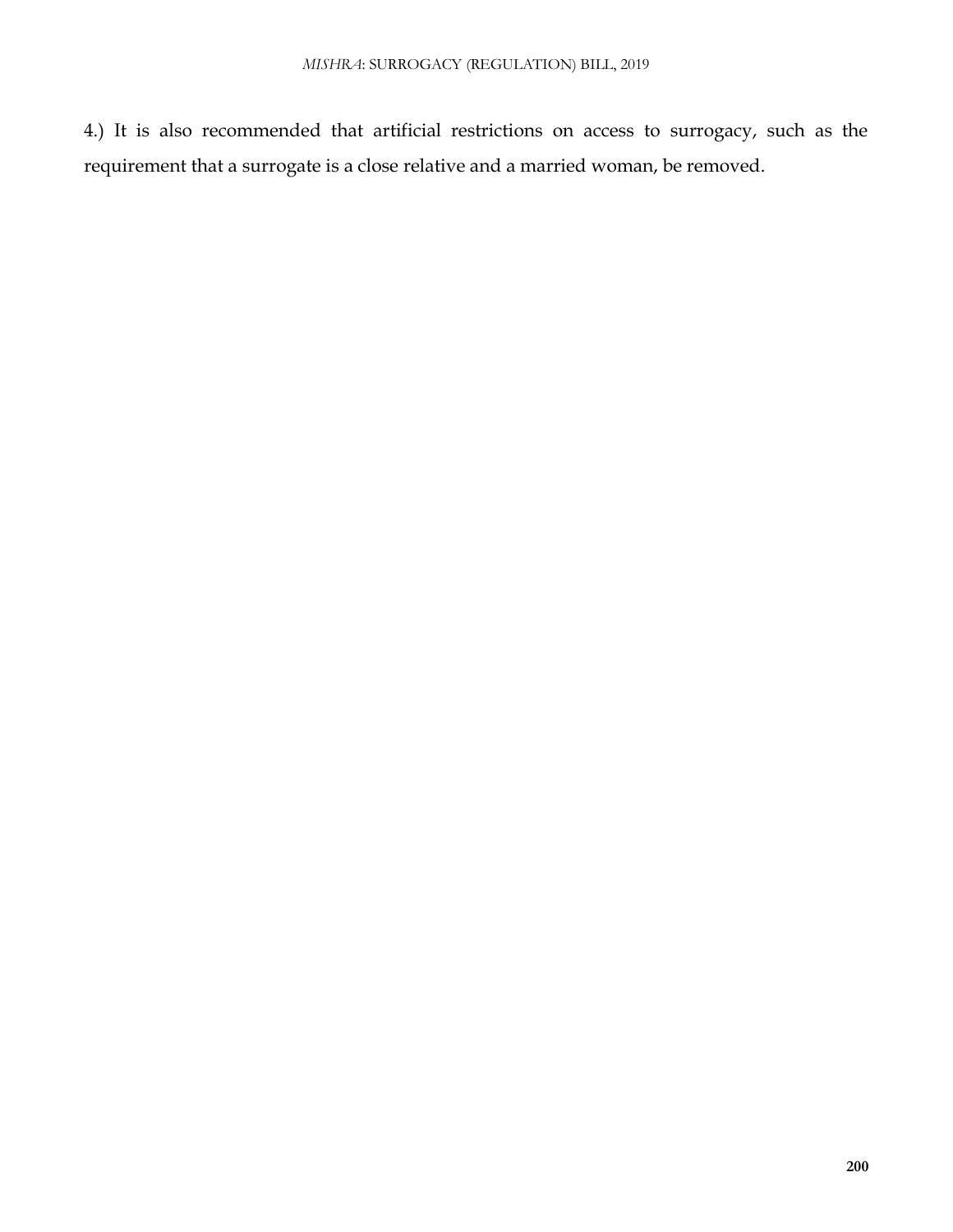4.) It is also recommended that artificial restrictions on access to surrogacy, such as the requirement that a surrogate is a close relative and a married woman, be removed.